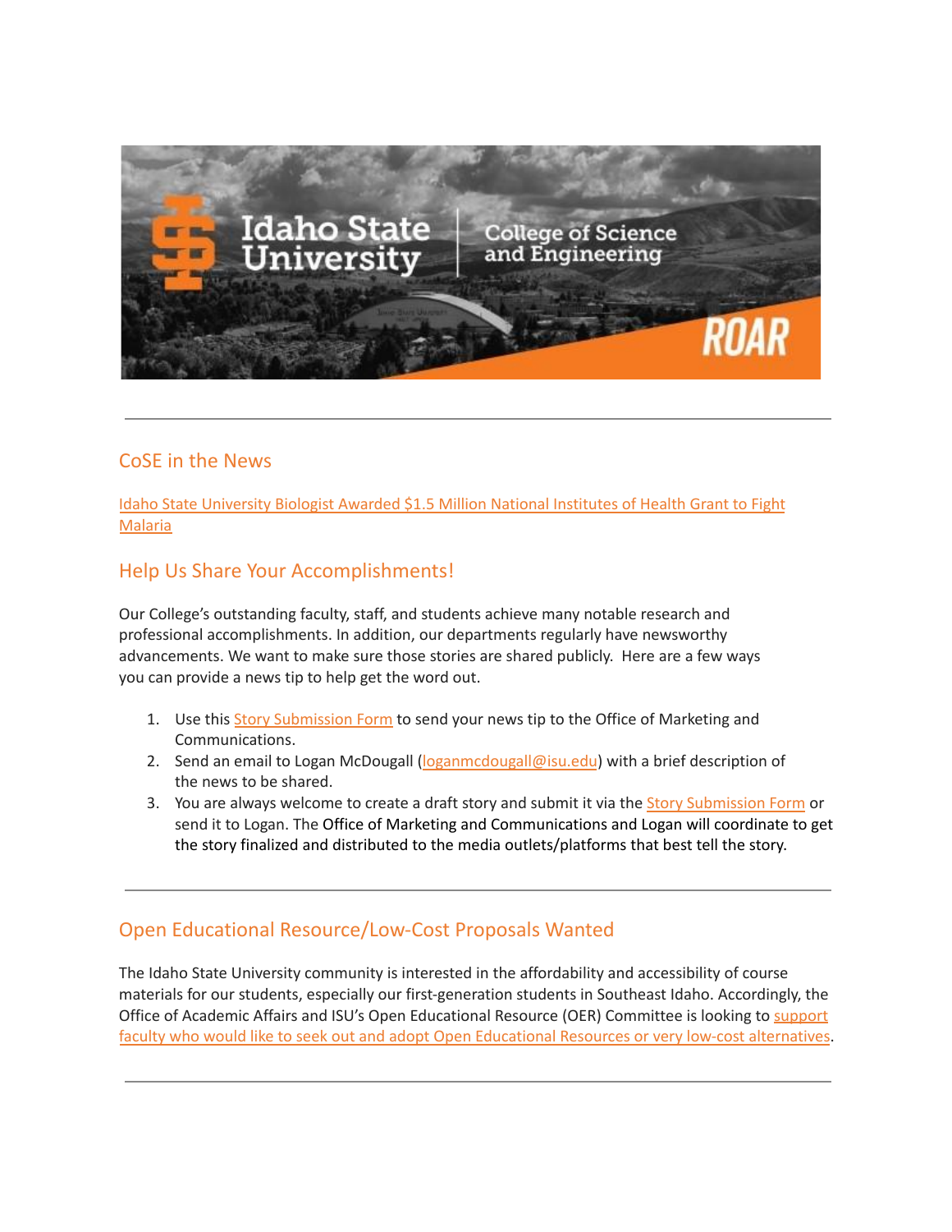---

## CoSE in the News

Idaho State University Biologist Awarded $1.5 Million National Institutes of Health Grant to Fight Malaria

## Help Us Share Your Accomplishments!

Our College's outstanding faculty, staff, and students achieve many notable research and professional accomplishments. In addition, our departments regularly have newsworthy advancements. We want to make sure those stories are shared publicly. Here are a few ways you can provide a news tip to help get the word out.

1. Use this Story Submission Form to send your news tip to the Office of Marketing and Communications.
2. Send an email to Logan McDougall (loganmcdougall@isu.edu) with a brief description of the news to be shared.
3. You are always welcome to create a draft story and submit it via the Story Submission Form or send it to Logan. The Office of Marketing and Communications and Logan will coordinate to get the story finalized and distributed to the media outlets/platforms that best tell the story.

---

## Open Educational Resource/Low-Cost Proposals Wanted

The Idaho State University community is interested in the affordability and accessibility of course materials for our students, especially our first-generation students in Southeast Idaho. Accordingly, the Office of Academic Affairs and ISU's Open Educational Resource (OER) Committee is looking to support faculty who would like to seek out and adopt Open Educational Resources or very low-cost alternatives.

---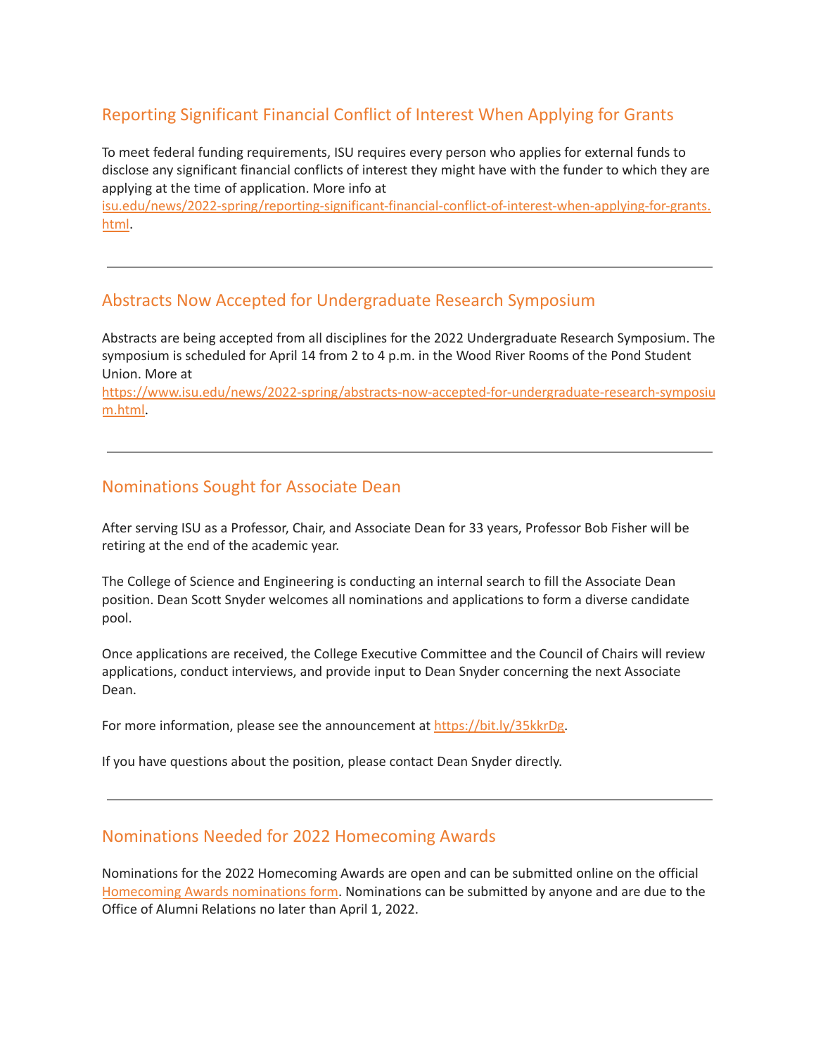## Reporting Significant Financial Conflict of Interest When Applying for Grants

To meet federal funding requirements, ISU requires every person who applies for external funds to disclose any significant financial conflicts of interest they might have with the funder to which they are applying at the time of application. More info at isu.edu/news/2022-spring/reporting-significant-financial-conflict-of-interest-when-applying-for-grants.html.

---

## Abstracts Now Accepted for Undergraduate Research Symposium

Abstracts are being accepted from all disciplines for the 2022 Undergraduate Research Symposium. The symposium is scheduled for April 14 from 2 to 4 p.m. in the Wood River Rooms of the Pond Student Union. More at https://www.isu.edu/news/2022-spring/abstracts-now-accepted-for-undergraduate-research-symposium.html.

---

## Nominations Sought for Associate Dean

After serving ISU as a Professor, Chair, and Associate Dean for 33 years, Professor Bob Fisher will be retiring at the end of the academic year.

The College of Science and Engineering is conducting an internal search to fill the Associate Dean position. Dean Scott Snyder welcomes all nominations and applications to form a diverse candidate pool.

Once applications are received, the College Executive Committee and the Council of Chairs will review applications, conduct interviews, and provide input to Dean Snyder concerning the next Associate Dean.

For more information, please see the announcement at https://bit.ly/35kkrDg.

If you have questions about the position, please contact Dean Snyder directly.

---

## Nominations Needed for 2022 Homecoming Awards

Nominations for the 2022 Homecoming Awards are open and can be submitted online on the official Homecoming Awards nominations form. Nominations can be submitted by anyone and are due to the Office of Alumni Relations no later than April 1, 2022.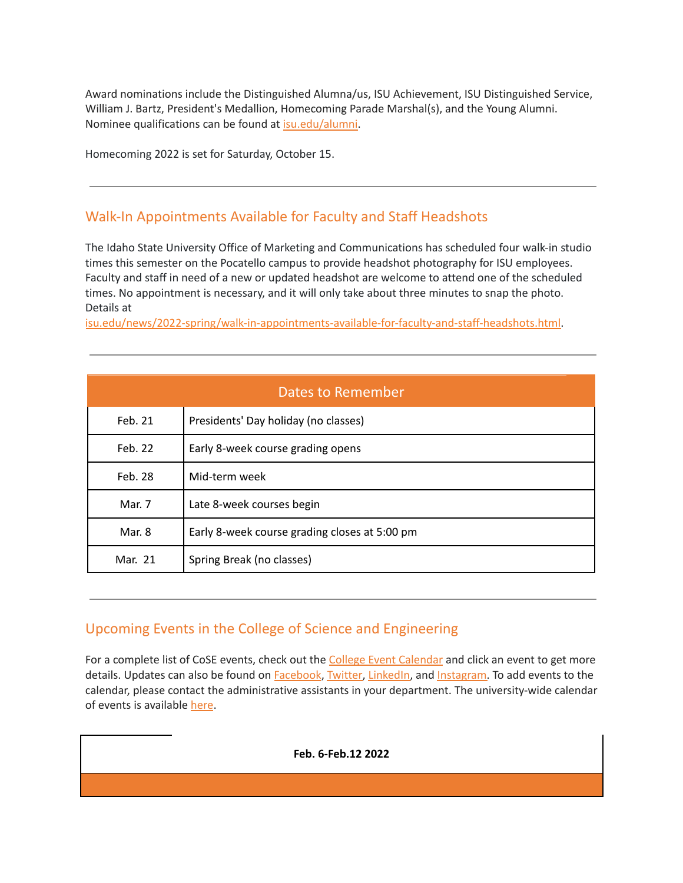Award nominations include the Distinguished Alumna/us, ISU Achievement, ISU Distinguished Service, William J. Bartz, President's Medallion, Homecoming Parade Marshal(s), and the Young Alumni. Nominee qualifications can be found at [isu.edu/alumni](isu.edu/alumni).

Homecoming 2022 is set for Saturday, October 15.

---

## Walk-In Appointments Available for Faculty and Staff Headshots

The Idaho State University Office of Marketing and Communications has scheduled four walk-in studio times this semester on the Pocatello campus to provide headshot photography for ISU employees. Faculty and staff in need of a new or updated headshot are welcome to attend one of the scheduled times. No appointment is necessary, and it will only take about three minutes to snap the photo. Details at [isu.edu/news/2022-spring/walk-in-appointments-available-for-faculty-and-staff-headshots.html](isu.edu/news/2022-spring/walk-in-appointments-available-for-faculty-and-staff-headshots.html).

---

| Dates to Remember | |
|---|---|
| Feb. 21 | Presidents' Day holiday (no classes) |
| Feb. 22 | Early 8-week course grading opens |
| Feb. 28 | Mid-term week |
| Mar. 7 | Late 8-week courses begin |
| Mar. 8 | Early 8-week course grading closes at 5:00 pm |
| Mar. 21 | Spring Break (no classes) |

---

## Upcoming Events in the College of Science and Engineering

For a complete list of CoSE events, check out the College Event Calendar and click an event to get more details. Updates can also be found on Facebook, Twitter, LinkedIn, and Instagram. To add events to the calendar, please contact the administrative assistants in your department. The university-wide calendar of events is available here.

**Feb. 6-Feb.12 2022**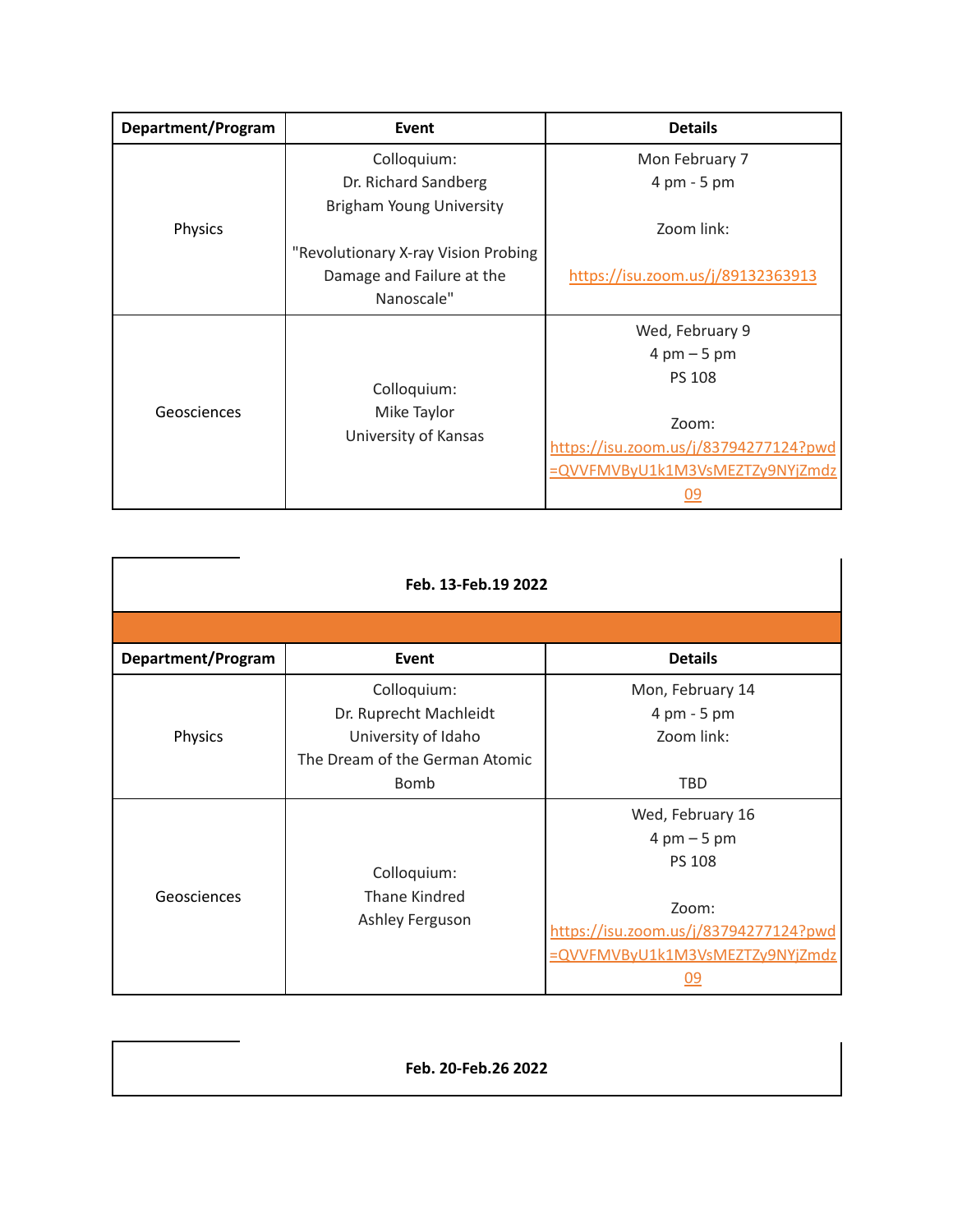| Department/Program | Event | Details |
| --- | --- | --- |
| Physics | Colloquium: Dr. Richard Sandberg Brigham Young University "Revolutionary X-ray Vision Probing Damage and Failure at the Nanoscale" | Mon February 7 4 pm - 5 pm Zoom link: https://isu.zoom.us/j/89132363913 |
| Geosciences | Colloquium: Mike Taylor University of Kansas | Wed, February 9 4 pm – 5 pm PS 108 Zoom: https://isu.zoom.us/j/83794277124?pwd=QVVFMVByU1k1M3VsMEZTZy9NYjZmdz09 |

**Feb. 13-Feb.19 2022**

| Department/Program | Event | Details |
| --- | --- | --- |
| Physics | Colloquium: Dr. Ruprecht Machleidt University of Idaho The Dream of the German Atomic Bomb | Mon, February 14 4 pm - 5 pm Zoom link: TBD |
| Geosciences | Colloquium: Thane Kindred Ashley Ferguson | Wed, February 16 4 pm – 5 pm PS 108 Zoom: https://isu.zoom.us/j/83794277124?pwd=QVVFMVByU1k1M3VsMEZTZy9NYjZmdz09 |

**Feb. 20-Feb.26 2022**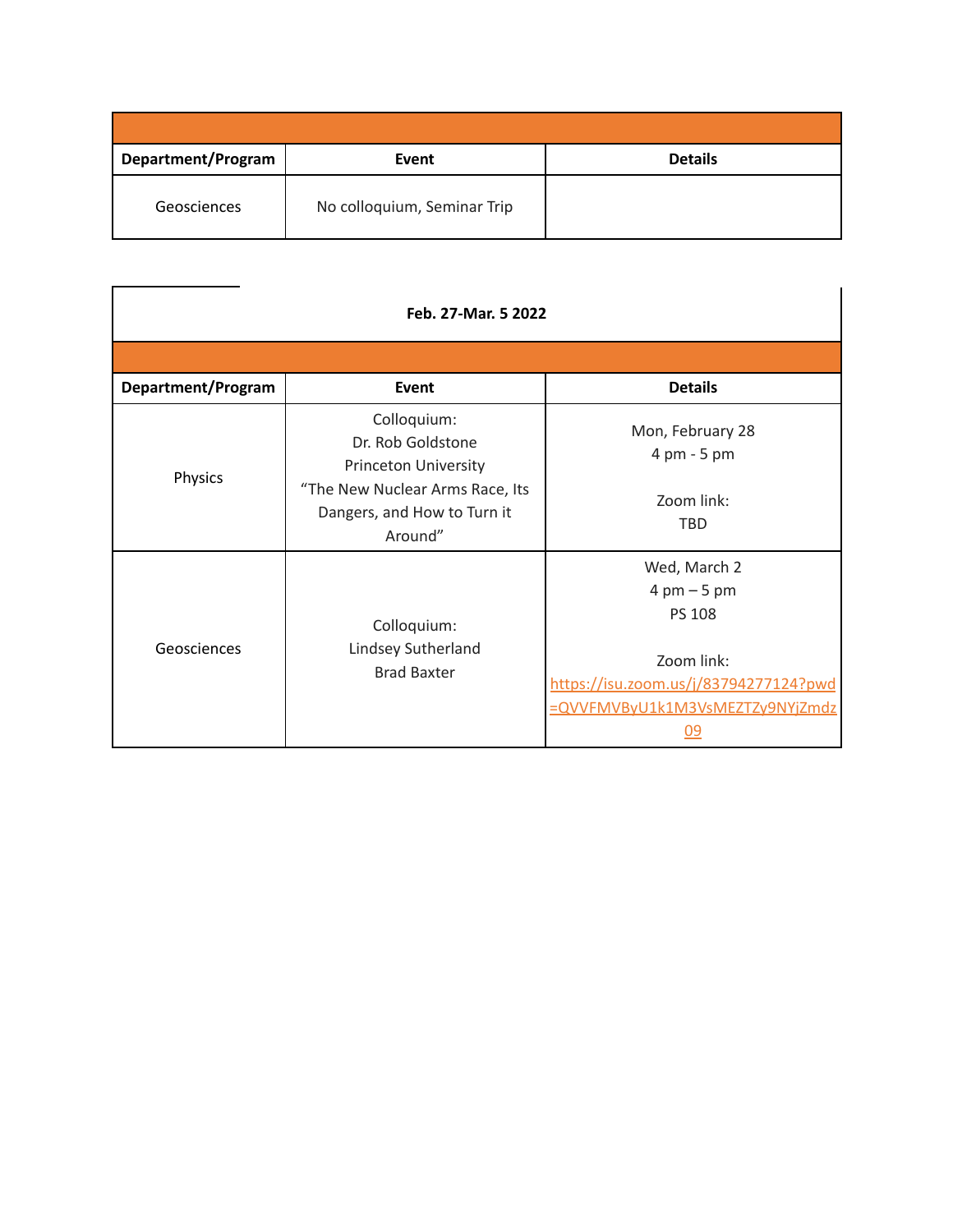| Department/Program | Event | Details |
|---|---|---|
| Geosciences | No colloquium, Seminar Trip | |

**Feb. 27-Mar. 5 2022**

| Department/Program | Event | Details |
|---|---|---|
| Physics | Colloquium: Dr. Rob Goldstone Princeton University "The New Nuclear Arms Race, Its Dangers, and How to Turn it Around" | Mon, February 28 4 pm - 5 pm Zoom link: TBD |
| Geosciences | Colloquium: Lindsey Sutherland Brad Baxter | Wed, March 2 4 pm – 5 pm PS 108 Zoom link: https://isu.zoom.us/j/83794277124?pwd=QVVFMVByU1k1M3VsMEZTZy9NYjZmdz09 |